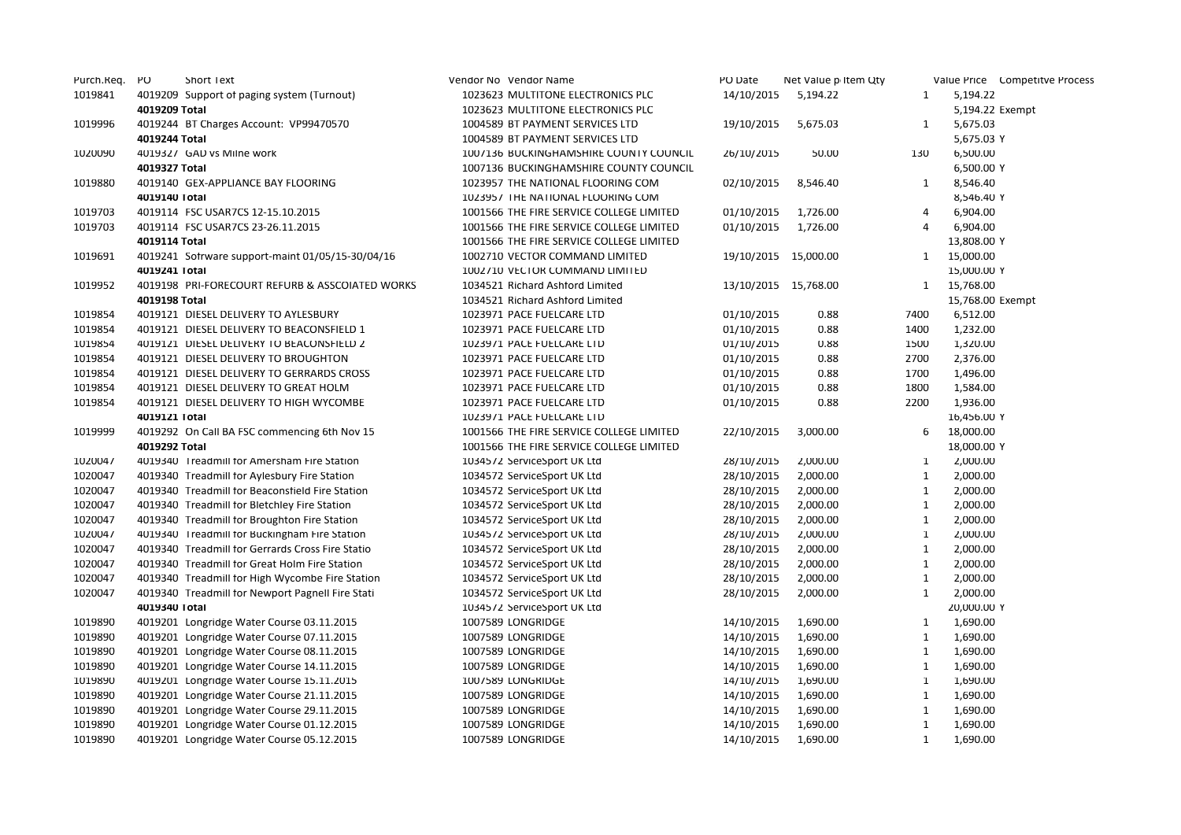| Purch.Req. | PO | Short Text | Vendor No | Vendor Name | PO Date | Net Value p | Item Qty | Value Price | Competitve Process |
|---|---|---|---|---|---|---|---|---|---|
| 1019841 | 4019209 | Support of paging system (Turnout) | 1023623 | MULTITONE ELECTRONICS PLC | 14/10/2015 | 5,194.22 | 1 | 5,194.22 | |
| | 4019209 Total | | 1023623 | MULTITONE ELECTRONICS PLC | | | | 5,194.22 | Exempt |
| 1019996 | 4019244 | BT Charges Account: VP99470570 | 1004589 | BT PAYMENT SERVICES LTD | 19/10/2015 | 5,675.03 | 1 | 5,675.03 | |
| | 4019244 Total | | 1004589 | BT PAYMENT SERVICES LTD | | | | 5,675.03 | Y |
| 1020090 | 4019327 | GAD vs Milne work | 1007136 | BUCKINGHAMSHIRE COUNTY COUNCIL | 26/10/2015 | 50.00 | 130 | 6,500.00 | |
| | 4019327 Total | | 1007136 | BUCKINGHAMSHIRE COUNTY COUNCIL | | | | 6,500.00 | Y |
| 1019880 | 4019140 | GEX-APPLIANCE BAY FLOORING | 1023957 | THE NATIONAL FLOORING COM | 02/10/2015 | 8,546.40 | 1 | 8,546.40 | |
| | 4019140 Total | | 1023957 | THE NATIONAL FLOORING COM | | | | 8,546.40 | Y |
| 1019703 | 4019114 | FSC USAR7CS 12-15.10.2015 | 1001566 | THE FIRE SERVICE COLLEGE LIMITED | 01/10/2015 | 1,726.00 | 4 | 6,904.00 | |
| 1019703 | 4019114 | FSC USAR7CS 23-26.11.2015 | 1001566 | THE FIRE SERVICE COLLEGE LIMITED | 01/10/2015 | 1,726.00 | 4 | 6,904.00 | |
| | 4019114 Total | | 1001566 | THE FIRE SERVICE COLLEGE LIMITED | | | | 13,808.00 | Y |
| 1019691 | 4019241 | Software support-maint 01/05/15-30/04/16 | 1002710 | VECTOR COMMAND LIMITED | 19/10/2015 | 15,000.00 | 1 | 15,000.00 | |
| | 4019241 Total | | 1002710 | VECTOR COMMAND LIMITED | | | | 15,000.00 | Y |
| 1019952 | 4019198 | PRI-FORECOURT REFURB & ASSCOIATED WORKS | 1034521 | Richard Ashford Limited | 13/10/2015 | 15,768.00 | 1 | 15,768.00 | |
| | 4019198 Total | | 1034521 | Richard Ashford Limited | | | | 15,768.00 | Exempt |
| 1019854 | 4019121 | DIESEL DELIVERY TO AYLESBURY | 1023971 | PACE FUELCARE LTD | 01/10/2015 | 0.88 | 7400 | 6,512.00 | |
| 1019854 | 4019121 | DIESEL DELIVERY TO BEACONSFIELD 1 | 1023971 | PACE FUELCARE LTD | 01/10/2015 | 0.88 | 1400 | 1,232.00 | |
| 1019854 | 4019121 | DIESEL DELIVERY TO BEACONSFIELD 2 | 1023971 | PACE FUELCARE LTD | 01/10/2015 | 0.88 | 1500 | 1,320.00 | |
| 1019854 | 4019121 | DIESEL DELIVERY TO BROUGHTON | 1023971 | PACE FUELCARE LTD | 01/10/2015 | 0.88 | 2700 | 2,376.00 | |
| 1019854 | 4019121 | DIESEL DELIVERY TO GERRARDS CROSS | 1023971 | PACE FUELCARE LTD | 01/10/2015 | 0.88 | 1700 | 1,496.00 | |
| 1019854 | 4019121 | DIESEL DELIVERY TO GREAT HOLM | 1023971 | PACE FUELCARE LTD | 01/10/2015 | 0.88 | 1800 | 1,584.00 | |
| 1019854 | 4019121 | DIESEL DELIVERY TO HIGH WYCOMBE | 1023971 | PACE FUELCARE LTD | 01/10/2015 | 0.88 | 2200 | 1,936.00 | |
| | 4019121 Total | | 1023971 | PACE FUELCARE LTD | | | | 16,456.00 | Y |
| 1019999 | 4019292 | On Call BA FSC commencing 6th Nov 15 | 1001566 | THE FIRE SERVICE COLLEGE LIMITED | 22/10/2015 | 3,000.00 | 6 | 18,000.00 | |
| | 4019292 Total | | 1001566 | THE FIRE SERVICE COLLEGE LIMITED | | | | 18,000.00 | Y |
| 1020047 | 4019340 | Treadmill for Amersham Fire Station | 1034572 | ServiceSport UK Ltd | 28/10/2015 | 2,000.00 | 1 | 2,000.00 | |
| 1020047 | 4019340 | Treadmill for Aylesbury Fire Station | 1034572 | ServiceSport UK Ltd | 28/10/2015 | 2,000.00 | 1 | 2,000.00 | |
| 1020047 | 4019340 | Treadmill for Beaconsfield Fire Station | 1034572 | ServiceSport UK Ltd | 28/10/2015 | 2,000.00 | 1 | 2,000.00 | |
| 1020047 | 4019340 | Treadmill for Bletchley Fire Station | 1034572 | ServiceSport UK Ltd | 28/10/2015 | 2,000.00 | 1 | 2,000.00 | |
| 1020047 | 4019340 | Treadmill for Broughton Fire Station | 1034572 | ServiceSport UK Ltd | 28/10/2015 | 2,000.00 | 1 | 2,000.00 | |
| 1020047 | 4019340 | Treadmill for Buckingham Fire Station | 1034572 | ServiceSport UK Ltd | 28/10/2015 | 2,000.00 | 1 | 2,000.00 | |
| 1020047 | 4019340 | Treadmill for Gerrards Cross Fire Statio | 1034572 | ServiceSport UK Ltd | 28/10/2015 | 2,000.00 | 1 | 2,000.00 | |
| 1020047 | 4019340 | Treadmill for Great Holm Fire Station | 1034572 | ServiceSport UK Ltd | 28/10/2015 | 2,000.00 | 1 | 2,000.00 | |
| 1020047 | 4019340 | Treadmill for High Wycombe Fire Station | 1034572 | ServiceSport UK Ltd | 28/10/2015 | 2,000.00 | 1 | 2,000.00 | |
| 1020047 | 4019340 | Treadmill for Newport Pagnell Fire Stati | 1034572 | ServiceSport UK Ltd | 28/10/2015 | 2,000.00 | 1 | 2,000.00 | |
| | 4019340 Total | | 1034572 | ServiceSport UK Ltd | | | | 20,000.00 | Y |
| 1019890 | 4019201 | Longridge Water Course 03.11.2015 | 1007589 | LONGRIDGE | 14/10/2015 | 1,690.00 | 1 | 1,690.00 | |
| 1019890 | 4019201 | Longridge Water Course 07.11.2015 | 1007589 | LONGRIDGE | 14/10/2015 | 1,690.00 | 1 | 1,690.00 | |
| 1019890 | 4019201 | Longridge Water Course 08.11.2015 | 1007589 | LONGRIDGE | 14/10/2015 | 1,690.00 | 1 | 1,690.00 | |
| 1019890 | 4019201 | Longridge Water Course 14.11.2015 | 1007589 | LONGRIDGE | 14/10/2015 | 1,690.00 | 1 | 1,690.00 | |
| 1019890 | 4019201 | Longridge Water Course 15.11.2015 | 1007589 | LONGRIDGE | 14/10/2015 | 1,690.00 | 1 | 1,690.00 | |
| 1019890 | 4019201 | Longridge Water Course 21.11.2015 | 1007589 | LONGRIDGE | 14/10/2015 | 1,690.00 | 1 | 1,690.00 | |
| 1019890 | 4019201 | Longridge Water Course 29.11.2015 | 1007589 | LONGRIDGE | 14/10/2015 | 1,690.00 | 1 | 1,690.00 | |
| 1019890 | 4019201 | Longridge Water Course 01.12.2015 | 1007589 | LONGRIDGE | 14/10/2015 | 1,690.00 | 1 | 1,690.00 | |
| 1019890 | 4019201 | Longridge Water Course 05.12.2015 | 1007589 | LONGRIDGE | 14/10/2015 | 1,690.00 | 1 | 1,690.00 | |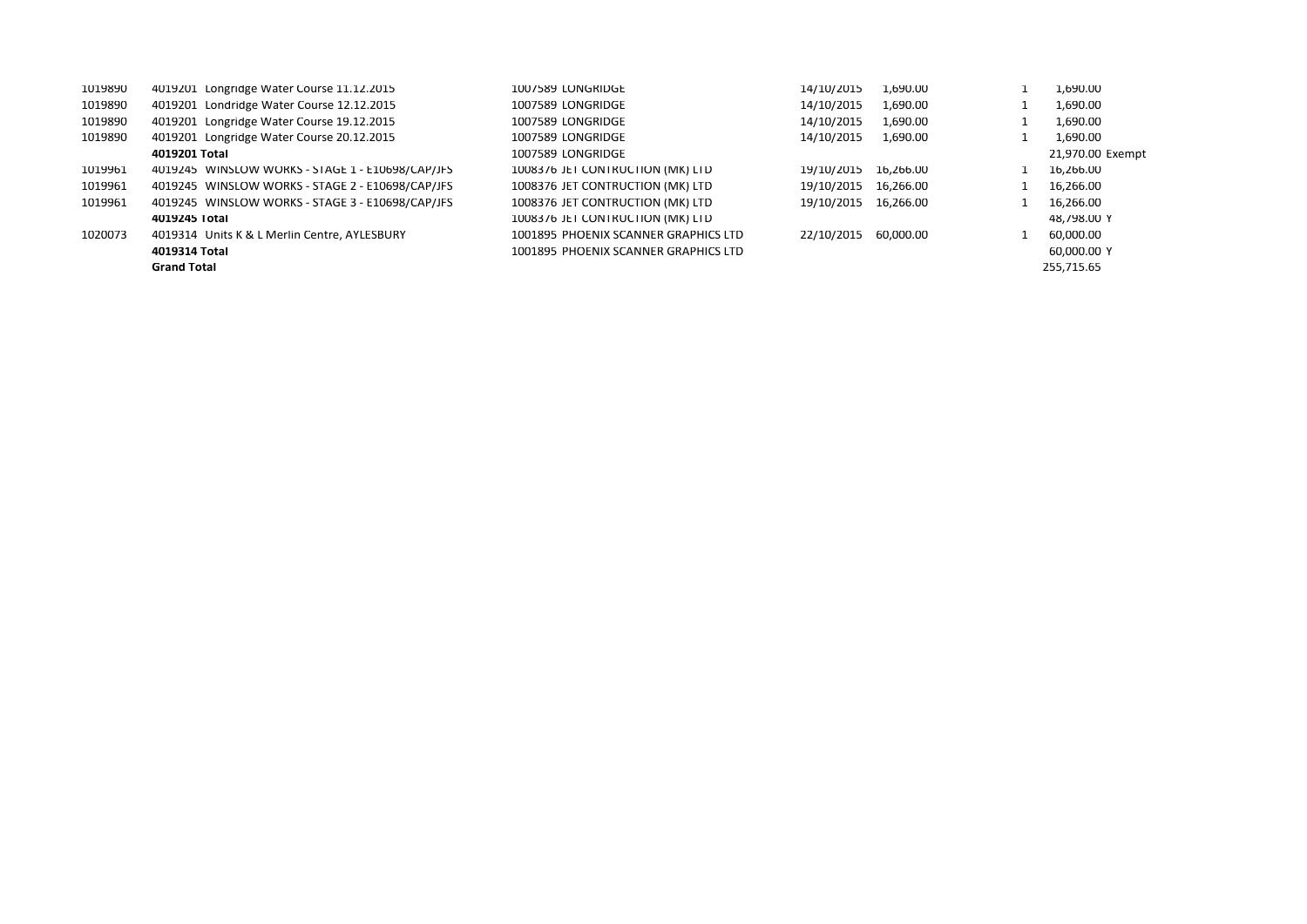| | | | | | | | |
|---|---|---|---|---|---|---|---|
| 1019890 | 4019201 Longridge Water Course 11.12.2015 | 1007589 LONGRIDGE | 14/10/2015 | 1,690.00 | 1 | 1,690.00 | |
| 1019890 | 4019201 Londridge Water Course 12.12.2015 | 1007589 LONGRIDGE | 14/10/2015 | 1,690.00 | 1 | 1,690.00 | |
| 1019890 | 4019201 Longridge Water Course 19.12.2015 | 1007589 LONGRIDGE | 14/10/2015 | 1,690.00 | 1 | 1,690.00 | |
| 1019890 | 4019201 Longridge Water Course 20.12.2015 | 1007589 LONGRIDGE | 14/10/2015 | 1,690.00 | 1 | 1,690.00 | |
| | **4019201 Total** | 1007589 LONGRIDGE | | | | 21,970.00 | Exempt |
| 1019961 | 4019245 WINSLOW WORKS - STAGE 1 - E10698/CAP/JFS | 1008376 JET CONTRUCTION (MK) LTD | 19/10/2015 | 16,266.00 | 1 | 16,266.00 | |
| 1019961 | 4019245 WINSLOW WORKS - STAGE 2 - E10698/CAP/JFS | 1008376 JET CONTRUCTION (MK) LTD | 19/10/2015 | 16,266.00 | 1 | 16,266.00 | |
| 1019961 | 4019245 WINSLOW WORKS - STAGE 3 - E10698/CAP/JFS | 1008376 JET CONTRUCTION (MK) LTD | 19/10/2015 | 16,266.00 | 1 | 16,266.00 | |
| | **4019245 Total** | 1008376 JET CONTRUCTION (MK) LTD | | | | 48,798.00 | Y |
| 1020073 | 4019314 Units K & L Merlin Centre, AYLESBURY | 1001895 PHOENIX SCANNER GRAPHICS LTD | 22/10/2015 | 60,000.00 | 1 | 60,000.00 | |
| | **4019314 Total** | 1001895 PHOENIX SCANNER GRAPHICS LTD | | | | 60,000.00 | Y |
| | **Grand Total** | | | | | 255,715.65 | |